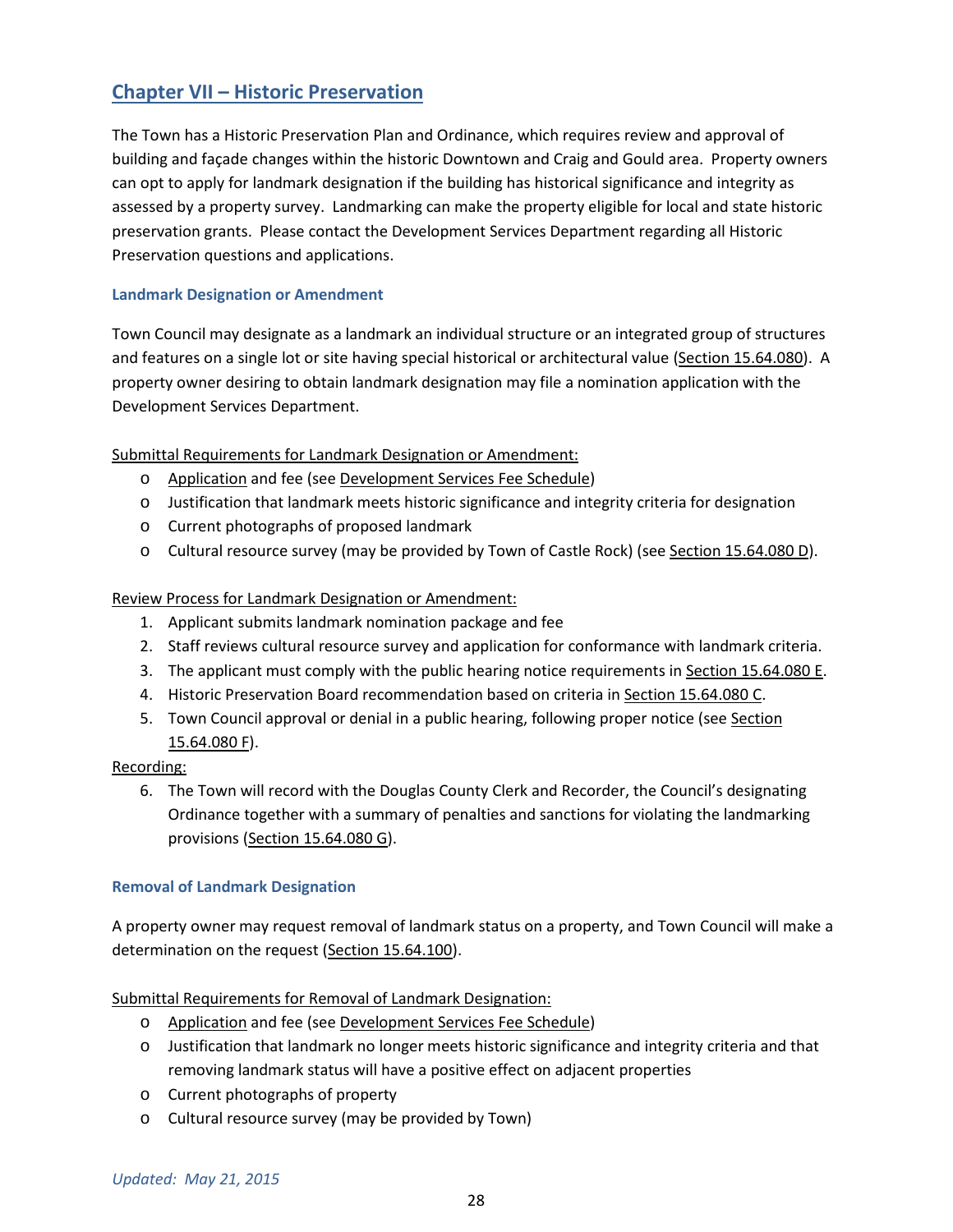## Chapter VII – Historic Preservation

The Town has a Historic Preservation Plan and Ordinance, which requires review and approval of building and façade changes within the historic Downtown and Craig and Gould area. Property owners can opt to apply for landmark designation if the building has historical significance and integrity as assessed by a property survey. Landmarking can make the property eligible for local and state historic preservation grants. Please contact the Development Services Department regarding all Historic Preservation questions and applications.

### Landmark Designation or Amendment

Town Council may designate as a landmark an individual structure or an integrated group of structures and features on a single lot or site having special historical or architectural value (Section 15.64.080). A property owner desiring to obtain landmark designation may file a nomination application with the Development Services Department.

Submittal Requirements for Landmark Designation or Amendment:

- Application and fee (see Development Services Fee Schedule)
- Justification that landmark meets historic significance and integrity criteria for designation
- Current photographs of proposed landmark
- Cultural resource survey (may be provided by Town of Castle Rock) (see Section 15.64.080 D).

Review Process for Landmark Designation or Amendment:

1. Applicant submits landmark nomination package and fee
2. Staff reviews cultural resource survey and application for conformance with landmark criteria.
3. The applicant must comply with the public hearing notice requirements in Section 15.64.080 E.
4. Historic Preservation Board recommendation based on criteria in Section 15.64.080 C.
5. Town Council approval or denial in a public hearing, following proper notice (see Section 15.64.080 F).

Recording:

6. The Town will record with the Douglas County Clerk and Recorder, the Council's designating Ordinance together with a summary of penalties and sanctions for violating the landmarking provisions (Section 15.64.080 G).

### Removal of Landmark Designation

A property owner may request removal of landmark status on a property, and Town Council will make a determination on the request (Section 15.64.100).

Submittal Requirements for Removal of Landmark Designation:

- Application and fee (see Development Services Fee Schedule)
- Justification that landmark no longer meets historic significance and integrity criteria and that removing landmark status will have a positive effect on adjacent properties
- Current photographs of property
- Cultural resource survey (may be provided by Town)

*Updated: May 21, 2015*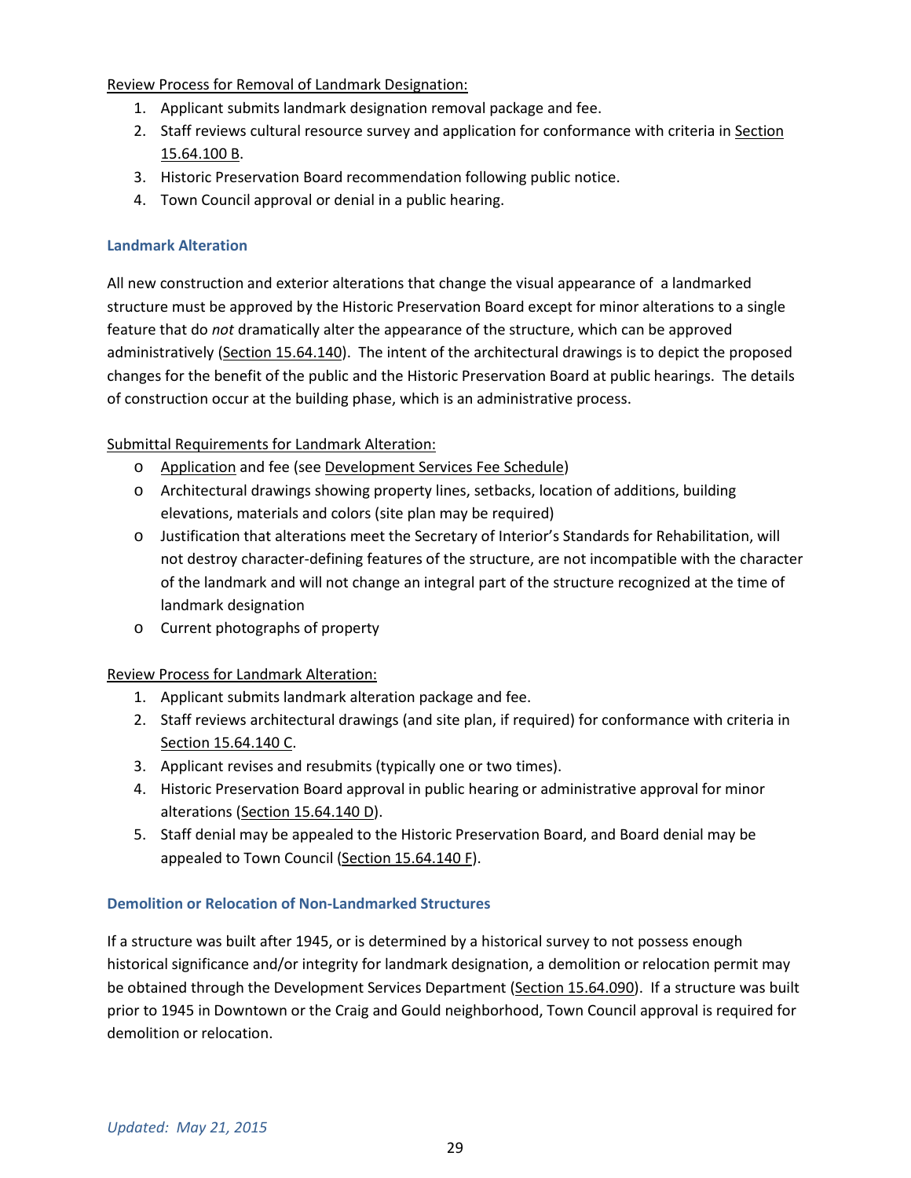Review Process for Removal of Landmark Designation:

1. Applicant submits landmark designation removal package and fee.
2. Staff reviews cultural resource survey and application for conformance with criteria in Section 15.64.100 B.
3. Historic Preservation Board recommendation following public notice.
4. Town Council approval or denial in a public hearing.

### Landmark Alteration

All new construction and exterior alterations that change the visual appearance of a landmarked structure must be approved by the Historic Preservation Board except for minor alterations to a single feature that do *not* dramatically alter the appearance of the structure, which can be approved administratively (Section 15.64.140). The intent of the architectural drawings is to depict the proposed changes for the benefit of the public and the Historic Preservation Board at public hearings. The details of construction occur at the building phase, which is an administrative process.

Submittal Requirements for Landmark Alteration:

- Application and fee (see Development Services Fee Schedule)
- Architectural drawings showing property lines, setbacks, location of additions, building elevations, materials and colors (site plan may be required)
- Justification that alterations meet the Secretary of Interior's Standards for Rehabilitation, will not destroy character-defining features of the structure, are not incompatible with the character of the landmark and will not change an integral part of the structure recognized at the time of landmark designation
- Current photographs of property

Review Process for Landmark Alteration:

1. Applicant submits landmark alteration package and fee.
2. Staff reviews architectural drawings (and site plan, if required) for conformance with criteria in Section 15.64.140 C.
3. Applicant revises and resubmits (typically one or two times).
4. Historic Preservation Board approval in public hearing or administrative approval for minor alterations (Section 15.64.140 D).
5. Staff denial may be appealed to the Historic Preservation Board, and Board denial may be appealed to Town Council (Section 15.64.140 F).

### Demolition or Relocation of Non-Landmarked Structures

If a structure was built after 1945, or is determined by a historical survey to not possess enough historical significance and/or integrity for landmark designation, a demolition or relocation permit may be obtained through the Development Services Department (Section 15.64.090). If a structure was built prior to 1945 in Downtown or the Craig and Gould neighborhood, Town Council approval is required for demolition or relocation.

*Updated: May 21, 2015*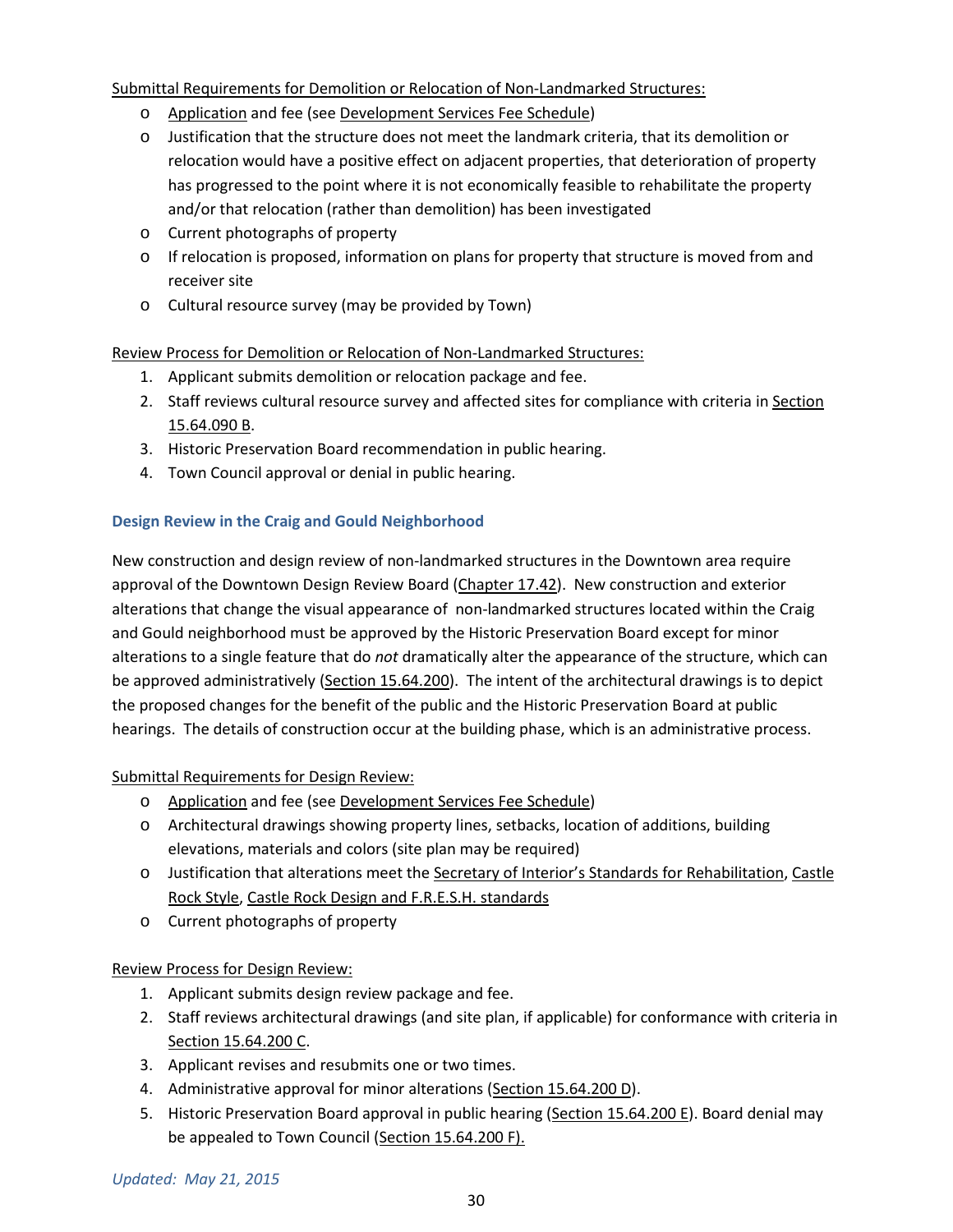Submittal Requirements for Demolition or Relocation of Non-Landmarked Structures:

- Application and fee (see Development Services Fee Schedule)
- Justification that the structure does not meet the landmark criteria, that its demolition or relocation would have a positive effect on adjacent properties, that deterioration of property has progressed to the point where it is not economically feasible to rehabilitate the property and/or that relocation (rather than demolition) has been investigated
- Current photographs of property
- If relocation is proposed, information on plans for property that structure is moved from and receiver site
- Cultural resource survey (may be provided by Town)

Review Process for Demolition or Relocation of Non-Landmarked Structures:

1. Applicant submits demolition or relocation package and fee.
2. Staff reviews cultural resource survey and affected sites for compliance with criteria in Section 15.64.090 B.
3. Historic Preservation Board recommendation in public hearing.
4. Town Council approval or denial in public hearing.

### Design Review in the Craig and Gould Neighborhood

New construction and design review of non-landmarked structures in the Downtown area require approval of the Downtown Design Review Board (Chapter 17.42). New construction and exterior alterations that change the visual appearance of non-landmarked structures located within the Craig and Gould neighborhood must be approved by the Historic Preservation Board except for minor alterations to a single feature that do *not* dramatically alter the appearance of the structure, which can be approved administratively (Section 15.64.200). The intent of the architectural drawings is to depict the proposed changes for the benefit of the public and the Historic Preservation Board at public hearings. The details of construction occur at the building phase, which is an administrative process.

Submittal Requirements for Design Review:

- Application and fee (see Development Services Fee Schedule)
- Architectural drawings showing property lines, setbacks, location of additions, building elevations, materials and colors (site plan may be required)
- Justification that alterations meet the Secretary of Interior's Standards for Rehabilitation, Castle Rock Style, Castle Rock Design and F.R.E.S.H. standards
- Current photographs of property

Review Process for Design Review:

1. Applicant submits design review package and fee.
2. Staff reviews architectural drawings (and site plan, if applicable) for conformance with criteria in Section 15.64.200 C.
3. Applicant revises and resubmits one or two times.
4. Administrative approval for minor alterations (Section 15.64.200 D).
5. Historic Preservation Board approval in public hearing (Section 15.64.200 E). Board denial may be appealed to Town Council (Section 15.64.200 F).

*Updated: May 21, 2015*